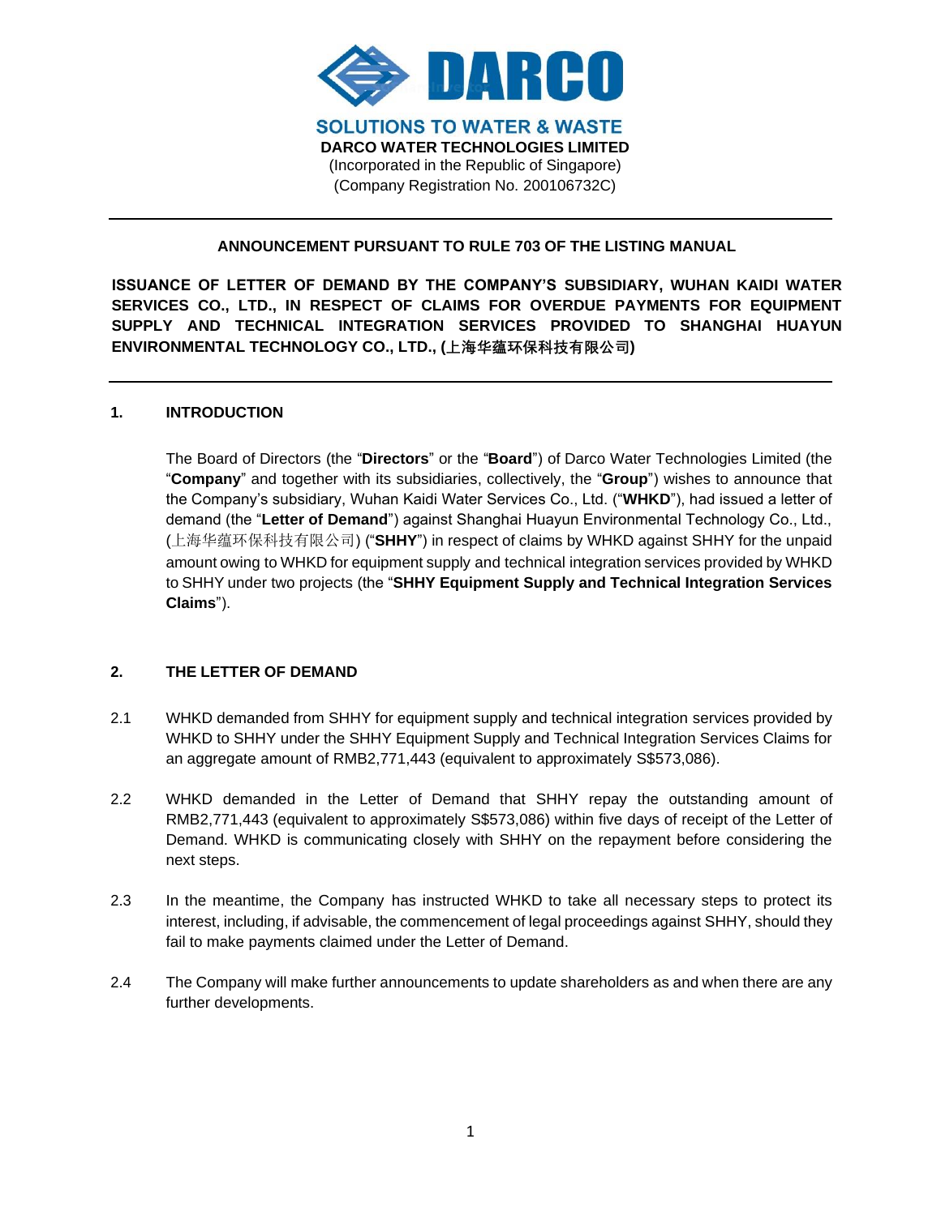**SOLUTIONS TO WATER & WASTE**

**DARCO WATER TECHNOLOGIES LIMITED**

(Incorporated in the Republic of Singapore)

(Company Registration No. 200106732C)

---

**ANNOUNCEMENT PURSUANT TO RULE 703 OF THE LISTING MANUAL**

**ISSUANCE OF LETTER OF DEMAND BY THE COMPANY'S SUBSIDIARY, WUHAN KAIDI WATER SERVICES CO., LTD., IN RESPECT OF CLAIMS FOR OVERDUE PAYMENTS FOR EQUIPMENT SUPPLY AND TECHNICAL INTEGRATION SERVICES PROVIDED TO SHANGHAI HUAYUN ENVIRONMENTAL TECHNOLOGY CO., LTD., (上海华蕴环保科技有限公司)**

---

## 1. INTRODUCTION

The Board of Directors (the "**Directors**" or the "**Board**") of Darco Water Technologies Limited (the "**Company**" and together with its subsidiaries, collectively, the "**Group**") wishes to announce that the Company's subsidiary, Wuhan Kaidi Water Services Co., Ltd. ("**WHKD**"), had issued a letter of demand (the "**Letter of Demand**") against Shanghai Huayun Environmental Technology Co., Ltd., (上海华蕴环保科技有限公司) ("**SHHY**") in respect of claims by WHKD against SHHY for the unpaid amount owing to WHKD for equipment supply and technical integration services provided by WHKD to SHHY under two projects (the "**SHHY Equipment Supply and Technical Integration Services Claims**").

## 2. THE LETTER OF DEMAND

2.1 WHKD demanded from SHHY for equipment supply and technical integration services provided by WHKD to SHHY under the SHHY Equipment Supply and Technical Integration Services Claims for an aggregate amount of RMB2,771,443 (equivalent to approximately S$573,086).

2.2 WHKD demanded in the Letter of Demand that SHHY repay the outstanding amount of RMB2,771,443 (equivalent to approximately S$573,086) within five days of receipt of the Letter of Demand. WHKD is communicating closely with SHHY on the repayment before considering the next steps.

2.3 In the meantime, the Company has instructed WHKD to take all necessary steps to protect its interest, including, if advisable, the commencement of legal proceedings against SHHY, should they fail to make payments claimed under the Letter of Demand.

2.4 The Company will make further announcements to update shareholders as and when there are any further developments.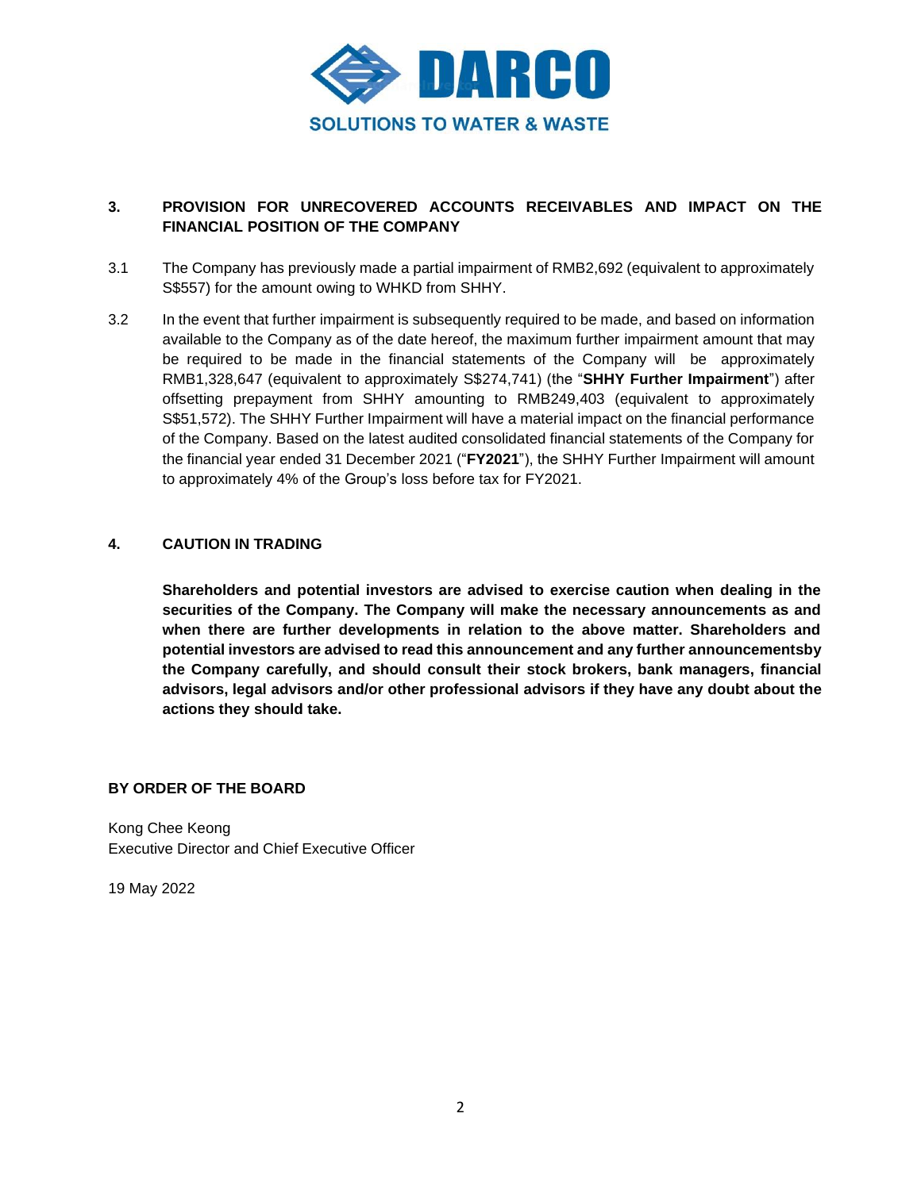## 3. PROVISION FOR UNRECOVERED ACCOUNTS RECEIVABLES AND IMPACT ON THE FINANCIAL POSITION OF THE COMPANY

3.1 The Company has previously made a partial impairment of RMB2,692 (equivalent to approximately S$557) for the amount owing to WHKD from SHHY.

3.2 In the event that further impairment is subsequently required to be made, and based on information available to the Company as of the date hereof, the maximum further impairment amount that may be required to be made in the financial statements of the Company will be approximately RMB1,328,647 (equivalent to approximately S$274,741) (the "**SHHY Further Impairment**") after offsetting prepayment from SHHY amounting to RMB249,403 (equivalent to approximately S$51,572). The SHHY Further Impairment will have a material impact on the financial performance of the Company. Based on the latest audited consolidated financial statements of the Company for the financial year ended 31 December 2021 ("**FY2021**"), the SHHY Further Impairment will amount to approximately 4% of the Group's loss before tax for FY2021.

## 4. CAUTION IN TRADING

**Shareholders and potential investors are advised to exercise caution when dealing in the securities of the Company. The Company will make the necessary announcements as and when there are further developments in relation to the above matter. Shareholders and potential investors are advised to read this announcement and any further announcementsby the Company carefully, and should consult their stock brokers, bank managers, financial advisors, legal advisors and/or other professional advisors if they have any doubt about the actions they should take.**

**BY ORDER OF THE BOARD**

Kong Chee Keong
Executive Director and Chief Executive Officer

19 May 2022